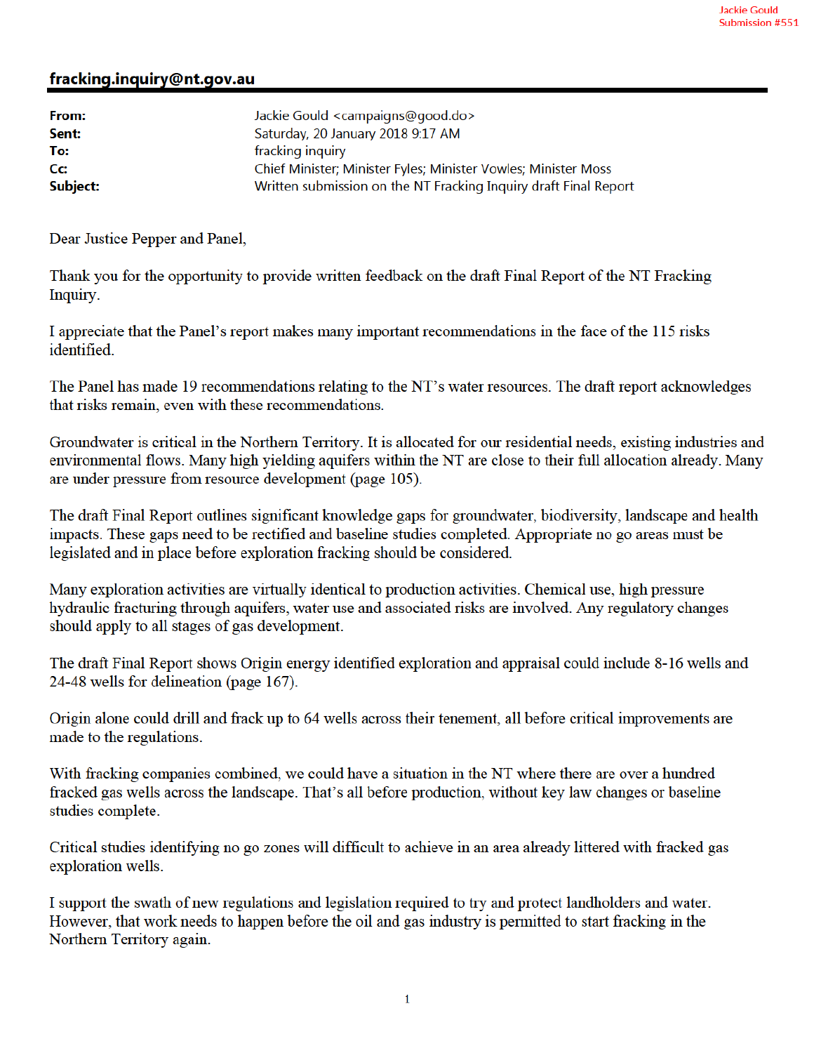Jackie Gould
Submission #551

## fracking.inquiry@nt.gov.au

| | |
|---|---|
| **From:** | Jackie Gould <campaigns@good.do> |
| **Sent:** | Saturday, 20 January 2018 9:17 AM |
| **To:** | fracking inquiry |
| **Cc:** | Chief Minister; Minister Fyles; Minister Vowles; Minister Moss |
| **Subject:** | Written submission on the NT Fracking Inquiry draft Final Report |

Dear Justice Pepper and Panel,

Thank you for the opportunity to provide written feedback on the draft Final Report of the NT Fracking Inquiry.

I appreciate that the Panel's report makes many important recommendations in the face of the 115 risks identified.

The Panel has made 19 recommendations relating to the NT's water resources. The draft report acknowledges that risks remain, even with these recommendations.

Groundwater is critical in the Northern Territory. It is allocated for our residential needs, existing industries and environmental flows. Many high yielding aquifers within the NT are close to their full allocation already. Many are under pressure from resource development (page 105).

The draft Final Report outlines significant knowledge gaps for groundwater, biodiversity, landscape and health impacts. These gaps need to be rectified and baseline studies completed. Appropriate no go areas must be legislated and in place before exploration fracking should be considered.

Many exploration activities are virtually identical to production activities. Chemical use, high pressure hydraulic fracturing through aquifers, water use and associated risks are involved. Any regulatory changes should apply to all stages of gas development.

The draft Final Report shows Origin energy identified exploration and appraisal could include 8-16 wells and 24-48 wells for delineation (page 167).

Origin alone could drill and frack up to 64 wells across their tenement, all before critical improvements are made to the regulations.

With fracking companies combined, we could have a situation in the NT where there are over a hundred fracked gas wells across the landscape. That's all before production, without key law changes or baseline studies complete.

Critical studies identifying no go zones will difficult to achieve in an area already littered with fracked gas exploration wells.

I support the swath of new regulations and legislation required to try and protect landholders and water. However, that work needs to happen before the oil and gas industry is permitted to start fracking in the Northern Territory again.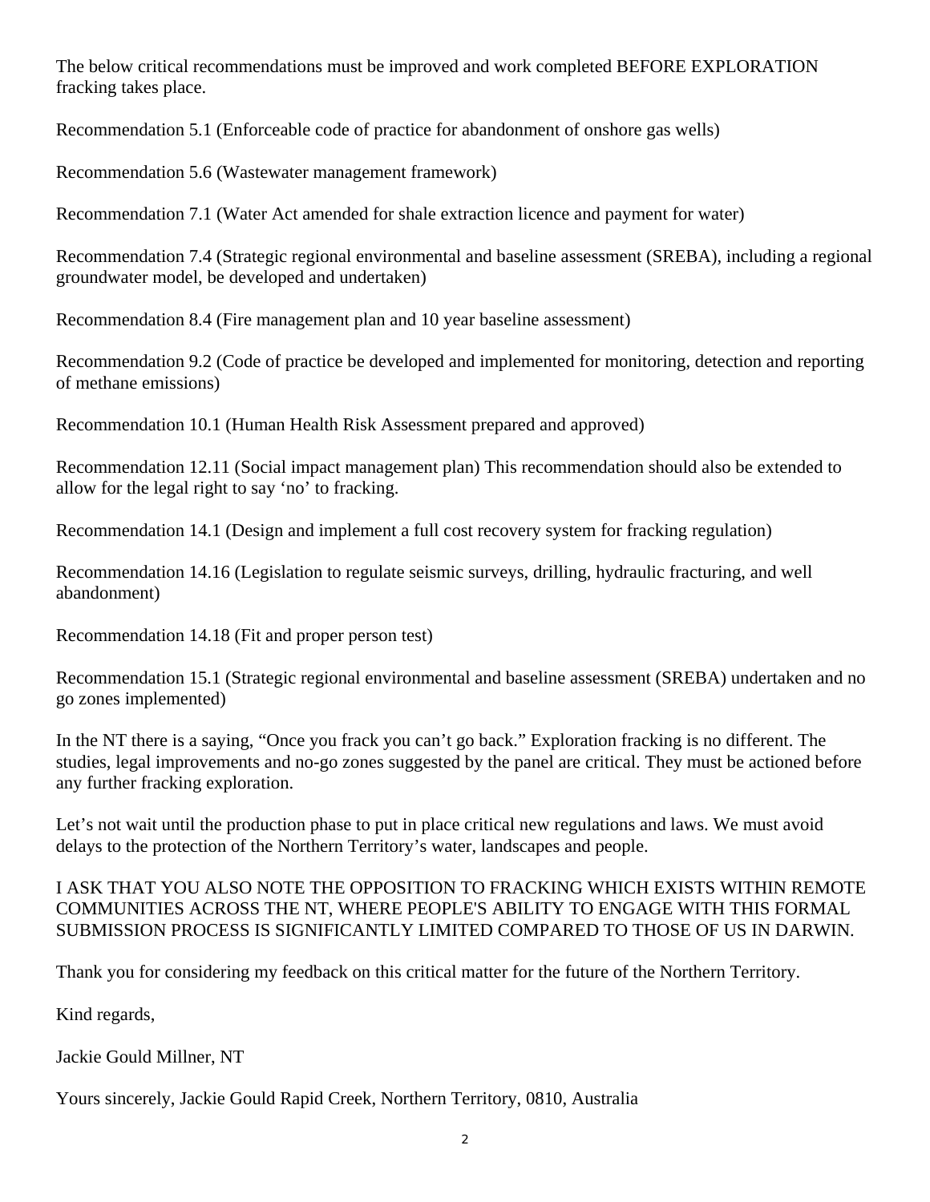The below critical recommendations must be improved and work completed BEFORE EXPLORATION fracking takes place.

Recommendation 5.1 (Enforceable code of practice for abandonment of onshore gas wells)

Recommendation 5.6 (Wastewater management framework)

Recommendation 7.1 (Water Act amended for shale extraction licence and payment for water)

Recommendation 7.4 (Strategic regional environmental and baseline assessment (SREBA), including a regional groundwater model, be developed and undertaken)

Recommendation 8.4 (Fire management plan and 10 year baseline assessment)

Recommendation 9.2 (Code of practice be developed and implemented for monitoring, detection and reporting of methane emissions)

Recommendation 10.1 (Human Health Risk Assessment prepared and approved)

Recommendation 12.11 (Social impact management plan) This recommendation should also be extended to allow for the legal right to say 'no' to fracking.

Recommendation 14.1 (Design and implement a full cost recovery system for fracking regulation)

Recommendation 14.16 (Legislation to regulate seismic surveys, drilling, hydraulic fracturing, and well abandonment)

Recommendation 14.18 (Fit and proper person test)

Recommendation 15.1 (Strategic regional environmental and baseline assessment (SREBA) undertaken and no go zones implemented)

In the NT there is a saying, "Once you frack you can't go back." Exploration fracking is no different. The studies, legal improvements and no-go zones suggested by the panel are critical. They must be actioned before any further fracking exploration.

Let's not wait until the production phase to put in place critical new regulations and laws. We must avoid delays to the protection of the Northern Territory's water, landscapes and people.

I ASK THAT YOU ALSO NOTE THE OPPOSITION TO FRACKING WHICH EXISTS WITHIN REMOTE COMMUNITIES ACROSS THE NT, WHERE PEOPLE'S ABILITY TO ENGAGE WITH THIS FORMAL SUBMISSION PROCESS IS SIGNIFICANTLY LIMITED COMPARED TO THOSE OF US IN DARWIN.

Thank you for considering my feedback on this critical matter for the future of the Northern Territory.

Kind regards,

Jackie Gould Millner, NT

Yours sincerely, Jackie Gould Rapid Creek, Northern Territory, 0810, Australia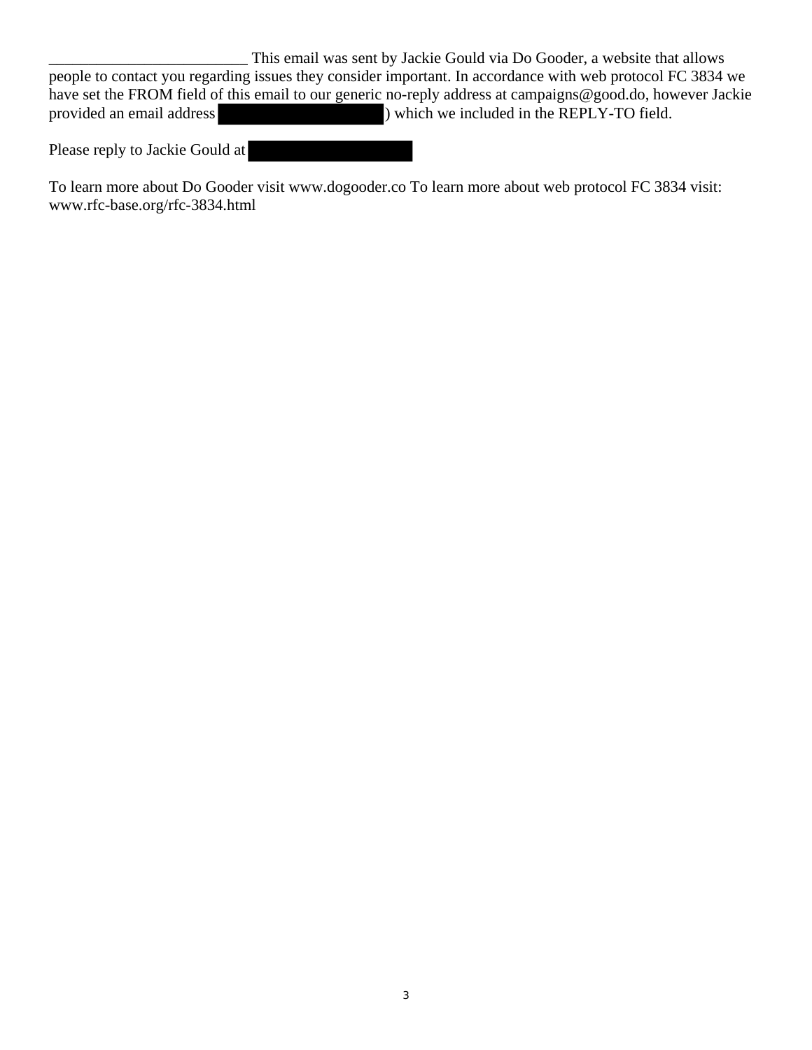_________________________ This email was sent by Jackie Gould via Do Gooder, a website that allows people to contact you regarding issues they consider important. In accordance with web protocol FC 3834 we have set the FROM field of this email to our generic no-reply address at campaigns@good.do, however Jackie provided an email address ████████████) which we included in the REPLY-TO field.

Please reply to Jackie Gould at ████████████

To learn more about Do Gooder visit www.dogooder.co To learn more about web protocol FC 3834 visit: www.rfc-base.org/rfc-3834.html